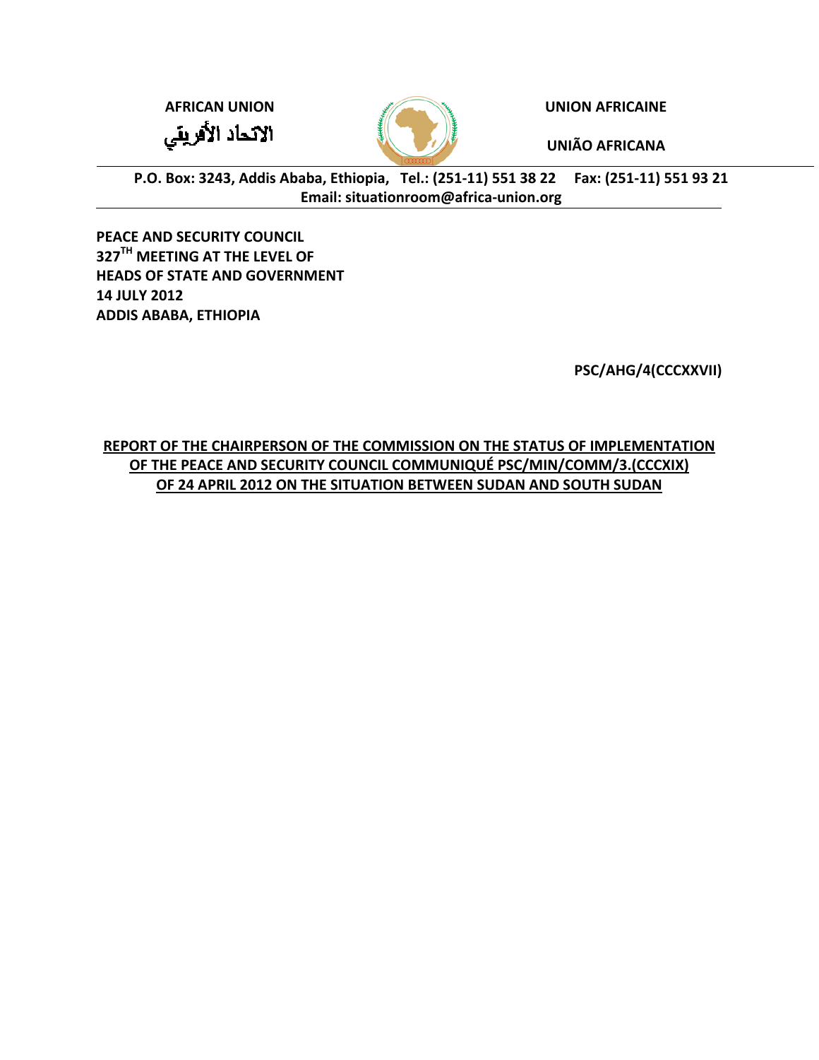**AFRICAN UNION**

الاتحاد الأفريقي

**UNION AFRICAINE**

**UNIÃO AFRICANA**

**P.O. Box: 3243, Addis Ababa, Ethiopia, Tel.: (251-11) 551 38 22 Fax: (251-11) 551 93 21**
**Email: situationroom@africa-union.org**

---

**PEACE AND SECURITY COUNCIL**
**327TH MEETING AT THE LEVEL OF**
**HEADS OF STATE AND GOVERNMENT**
**14 JULY 2012**
**ADDIS ABABA, ETHIOPIA**

**PSC/AHG/4(CCCXXVII)**

**REPORT OF THE CHAIRPERSON OF THE COMMISSION ON THE STATUS OF IMPLEMENTATION OF THE PEACE AND SECURITY COUNCIL COMMUNIQUÉ PSC/MIN/COMM/3.(CCCXIX) OF 24 APRIL 2012 ON THE SITUATION BETWEEN SUDAN AND SOUTH SUDAN**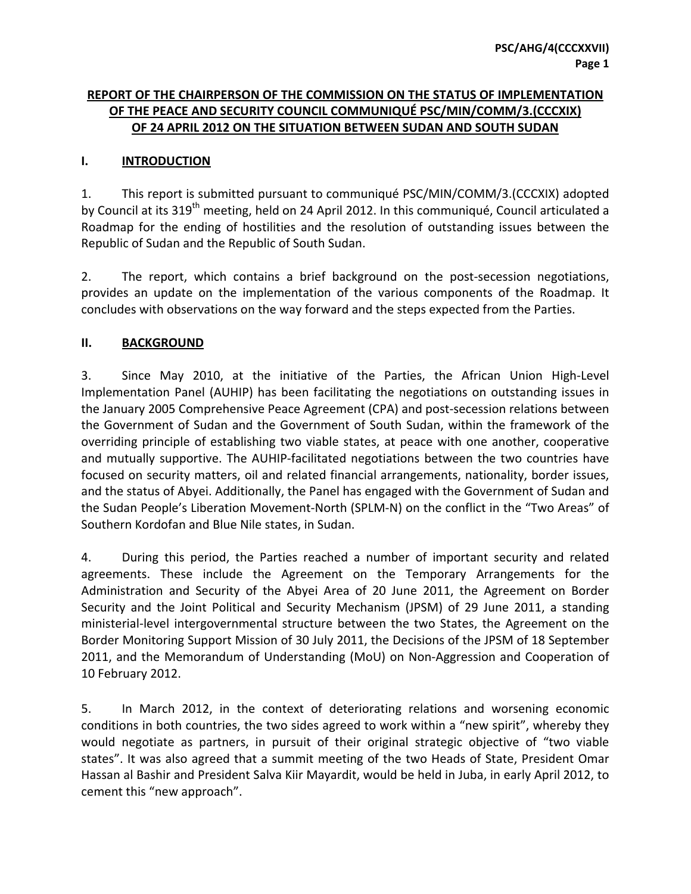**REPORT OF THE CHAIRPERSON OF THE COMMISSION ON THE STATUS OF IMPLEMENTATION OF THE PEACE AND SECURITY COUNCIL COMMUNIQUÉ PSC/MIN/COMM/3.(CCCXIX) OF 24 APRIL 2012 ON THE SITUATION BETWEEN SUDAN AND SOUTH SUDAN**

## I. INTRODUCTION

1. This report is submitted pursuant to communiqué PSC/MIN/COMM/3.(CCCXIX) adopted by Council at its 319th meeting, held on 24 April 2012. In this communiqué, Council articulated a Roadmap for the ending of hostilities and the resolution of outstanding issues between the Republic of Sudan and the Republic of South Sudan.

2. The report, which contains a brief background on the post-secession negotiations, provides an update on the implementation of the various components of the Roadmap. It concludes with observations on the way forward and the steps expected from the Parties.

## II. BACKGROUND

3. Since May 2010, at the initiative of the Parties, the African Union High-Level Implementation Panel (AUHIP) has been facilitating the negotiations on outstanding issues in the January 2005 Comprehensive Peace Agreement (CPA) and post-secession relations between the Government of Sudan and the Government of South Sudan, within the framework of the overriding principle of establishing two viable states, at peace with one another, cooperative and mutually supportive. The AUHIP-facilitated negotiations between the two countries have focused on security matters, oil and related financial arrangements, nationality, border issues, and the status of Abyei. Additionally, the Panel has engaged with the Government of Sudan and the Sudan People's Liberation Movement-North (SPLM-N) on the conflict in the "Two Areas" of Southern Kordofan and Blue Nile states, in Sudan.

4. During this period, the Parties reached a number of important security and related agreements. These include the Agreement on the Temporary Arrangements for the Administration and Security of the Abyei Area of 20 June 2011, the Agreement on Border Security and the Joint Political and Security Mechanism (JPSM) of 29 June 2011, a standing ministerial-level intergovernmental structure between the two States, the Agreement on the Border Monitoring Support Mission of 30 July 2011, the Decisions of the JPSM of 18 September 2011, and the Memorandum of Understanding (MoU) on Non-Aggression and Cooperation of 10 February 2012.

5. In March 2012, in the context of deteriorating relations and worsening economic conditions in both countries, the two sides agreed to work within a "new spirit", whereby they would negotiate as partners, in pursuit of their original strategic objective of "two viable states". It was also agreed that a summit meeting of the two Heads of State, President Omar Hassan al Bashir and President Salva Kiir Mayardit, would be held in Juba, in early April 2012, to cement this "new approach".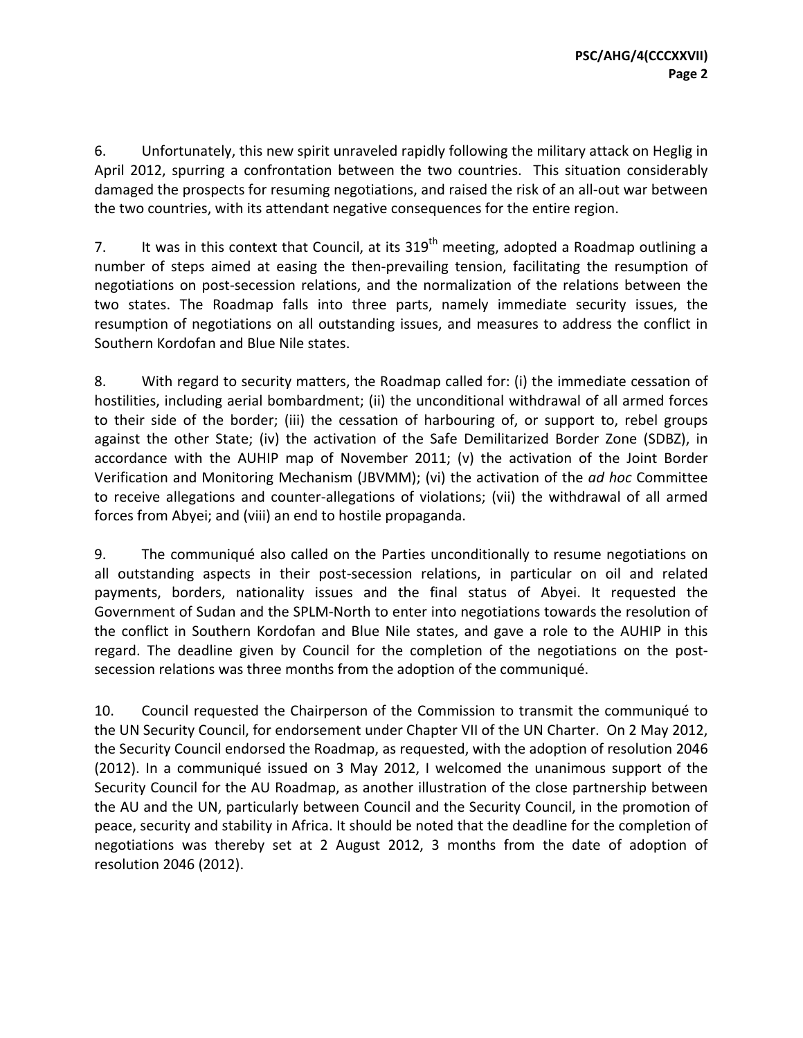6. Unfortunately, this new spirit unraveled rapidly following the military attack on Heglig in April 2012, spurring a confrontation between the two countries. This situation considerably damaged the prospects for resuming negotiations, and raised the risk of an all-out war between the two countries, with its attendant negative consequences for the entire region.

7. It was in this context that Council, at its 319th meeting, adopted a Roadmap outlining a number of steps aimed at easing the then-prevailing tension, facilitating the resumption of negotiations on post-secession relations, and the normalization of the relations between the two states. The Roadmap falls into three parts, namely immediate security issues, the resumption of negotiations on all outstanding issues, and measures to address the conflict in Southern Kordofan and Blue Nile states.

8. With regard to security matters, the Roadmap called for: (i) the immediate cessation of hostilities, including aerial bombardment; (ii) the unconditional withdrawal of all armed forces to their side of the border; (iii) the cessation of harbouring of, or support to, rebel groups against the other State; (iv) the activation of the Safe Demilitarized Border Zone (SDBZ), in accordance with the AUHIP map of November 2011; (v) the activation of the Joint Border Verification and Monitoring Mechanism (JBVMM); (vi) the activation of the *ad hoc* Committee to receive allegations and counter-allegations of violations; (vii) the withdrawal of all armed forces from Abyei; and (viii) an end to hostile propaganda.

9. The communiqué also called on the Parties unconditionally to resume negotiations on all outstanding aspects in their post-secession relations, in particular on oil and related payments, borders, nationality issues and the final status of Abyei. It requested the Government of Sudan and the SPLM-North to enter into negotiations towards the resolution of the conflict in Southern Kordofan and Blue Nile states, and gave a role to the AUHIP in this regard. The deadline given by Council for the completion of the negotiations on the post-secession relations was three months from the adoption of the communiqué.

10. Council requested the Chairperson of the Commission to transmit the communiqué to the UN Security Council, for endorsement under Chapter VII of the UN Charter. On 2 May 2012, the Security Council endorsed the Roadmap, as requested, with the adoption of resolution 2046 (2012). In a communiqué issued on 3 May 2012, I welcomed the unanimous support of the Security Council for the AU Roadmap, as another illustration of the close partnership between the AU and the UN, particularly between Council and the Security Council, in the promotion of peace, security and stability in Africa. It should be noted that the deadline for the completion of negotiations was thereby set at 2 August 2012, 3 months from the date of adoption of resolution 2046 (2012).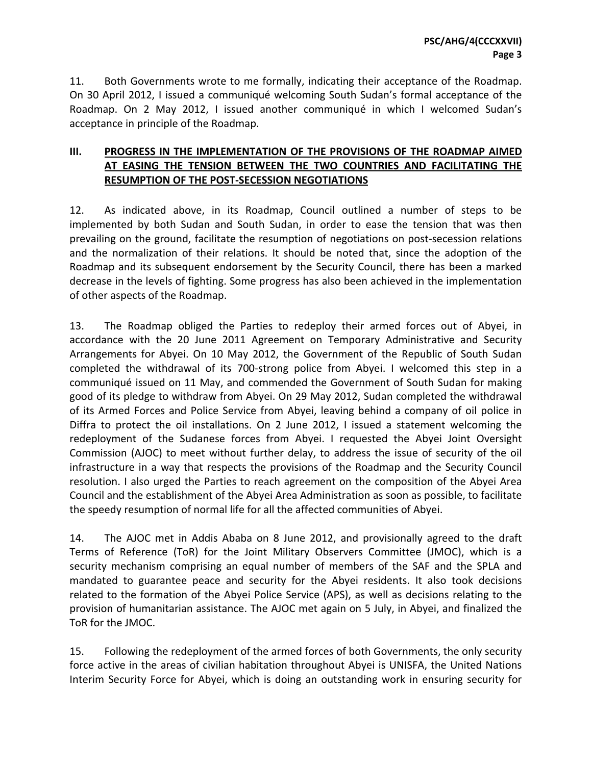11. Both Governments wrote to me formally, indicating their acceptance of the Roadmap. On 30 April 2012, I issued a communiqué welcoming South Sudan's formal acceptance of the Roadmap. On 2 May 2012, I issued another communiqué in which I welcomed Sudan's acceptance in principle of the Roadmap.

## III. PROGRESS IN THE IMPLEMENTATION OF THE PROVISIONS OF THE ROADMAP AIMED AT EASING THE TENSION BETWEEN THE TWO COUNTRIES AND FACILITATING THE RESUMPTION OF THE POST-SECESSION NEGOTIATIONS

12. As indicated above, in its Roadmap, Council outlined a number of steps to be implemented by both Sudan and South Sudan, in order to ease the tension that was then prevailing on the ground, facilitate the resumption of negotiations on post-secession relations and the normalization of their relations. It should be noted that, since the adoption of the Roadmap and its subsequent endorsement by the Security Council, there has been a marked decrease in the levels of fighting. Some progress has also been achieved in the implementation of other aspects of the Roadmap.

13. The Roadmap obliged the Parties to redeploy their armed forces out of Abyei, in accordance with the 20 June 2011 Agreement on Temporary Administrative and Security Arrangements for Abyei. On 10 May 2012, the Government of the Republic of South Sudan completed the withdrawal of its 700-strong police from Abyei. I welcomed this step in a communiqué issued on 11 May, and commended the Government of South Sudan for making good of its pledge to withdraw from Abyei. On 29 May 2012, Sudan completed the withdrawal of its Armed Forces and Police Service from Abyei, leaving behind a company of oil police in Diffra to protect the oil installations. On 2 June 2012, I issued a statement welcoming the redeployment of the Sudanese forces from Abyei. I requested the Abyei Joint Oversight Commission (AJOC) to meet without further delay, to address the issue of security of the oil infrastructure in a way that respects the provisions of the Roadmap and the Security Council resolution. I also urged the Parties to reach agreement on the composition of the Abyei Area Council and the establishment of the Abyei Area Administration as soon as possible, to facilitate the speedy resumption of normal life for all the affected communities of Abyei.

14. The AJOC met in Addis Ababa on 8 June 2012, and provisionally agreed to the draft Terms of Reference (ToR) for the Joint Military Observers Committee (JMOC), which is a security mechanism comprising an equal number of members of the SAF and the SPLA and mandated to guarantee peace and security for the Abyei residents. It also took decisions related to the formation of the Abyei Police Service (APS), as well as decisions relating to the provision of humanitarian assistance. The AJOC met again on 5 July, in Abyei, and finalized the ToR for the JMOC.

15. Following the redeployment of the armed forces of both Governments, the only security force active in the areas of civilian habitation throughout Abyei is UNISFA, the United Nations Interim Security Force for Abyei, which is doing an outstanding work in ensuring security for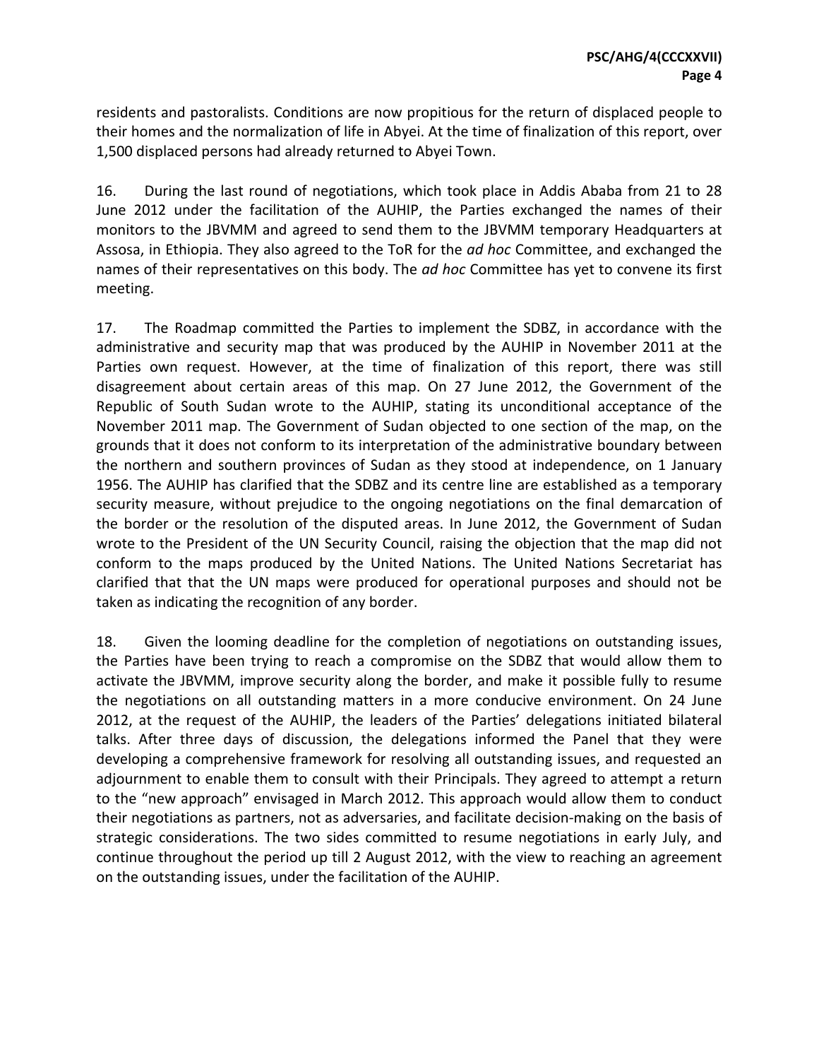residents and pastoralists. Conditions are now propitious for the return of displaced people to their homes and the normalization of life in Abyei. At the time of finalization of this report, over 1,500 displaced persons had already returned to Abyei Town.

16. During the last round of negotiations, which took place in Addis Ababa from 21 to 28 June 2012 under the facilitation of the AUHIP, the Parties exchanged the names of their monitors to the JBVMM and agreed to send them to the JBVMM temporary Headquarters at Assosa, in Ethiopia. They also agreed to the ToR for the *ad hoc* Committee, and exchanged the names of their representatives on this body. The *ad hoc* Committee has yet to convene its first meeting.

17. The Roadmap committed the Parties to implement the SDBZ, in accordance with the administrative and security map that was produced by the AUHIP in November 2011 at the Parties own request. However, at the time of finalization of this report, there was still disagreement about certain areas of this map. On 27 June 2012, the Government of the Republic of South Sudan wrote to the AUHIP, stating its unconditional acceptance of the November 2011 map. The Government of Sudan objected to one section of the map, on the grounds that it does not conform to its interpretation of the administrative boundary between the northern and southern provinces of Sudan as they stood at independence, on 1 January 1956. The AUHIP has clarified that the SDBZ and its centre line are established as a temporary security measure, without prejudice to the ongoing negotiations on the final demarcation of the border or the resolution of the disputed areas. In June 2012, the Government of Sudan wrote to the President of the UN Security Council, raising the objection that the map did not conform to the maps produced by the United Nations. The United Nations Secretariat has clarified that that the UN maps were produced for operational purposes and should not be taken as indicating the recognition of any border.

18. Given the looming deadline for the completion of negotiations on outstanding issues, the Parties have been trying to reach a compromise on the SDBZ that would allow them to activate the JBVMM, improve security along the border, and make it possible fully to resume the negotiations on all outstanding matters in a more conducive environment. On 24 June 2012, at the request of the AUHIP, the leaders of the Parties' delegations initiated bilateral talks. After three days of discussion, the delegations informed the Panel that they were developing a comprehensive framework for resolving all outstanding issues, and requested an adjournment to enable them to consult with their Principals. They agreed to attempt a return to the "new approach" envisaged in March 2012. This approach would allow them to conduct their negotiations as partners, not as adversaries, and facilitate decision-making on the basis of strategic considerations. The two sides committed to resume negotiations in early July, and continue throughout the period up till 2 August 2012, with the view to reaching an agreement on the outstanding issues, under the facilitation of the AUHIP.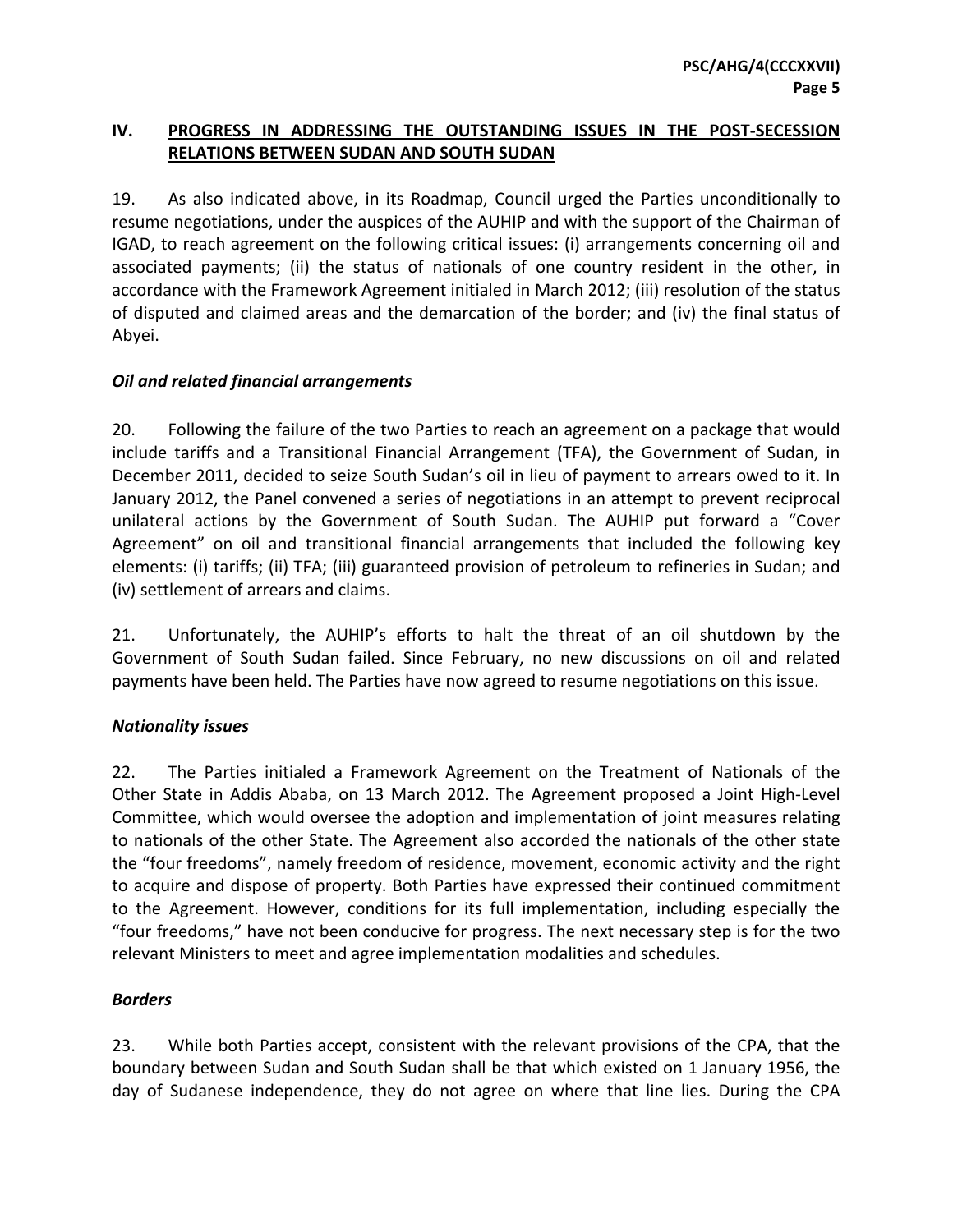## IV. PROGRESS IN ADDRESSING THE OUTSTANDING ISSUES IN THE POST-SECESSION RELATIONS BETWEEN SUDAN AND SOUTH SUDAN

19. As also indicated above, in its Roadmap, Council urged the Parties unconditionally to resume negotiations, under the auspices of the AUHIP and with the support of the Chairman of IGAD, to reach agreement on the following critical issues: (i) arrangements concerning oil and associated payments; (ii) the status of nationals of one country resident in the other, in accordance with the Framework Agreement initialed in March 2012; (iii) resolution of the status of disputed and claimed areas and the demarcation of the border; and (iv) the final status of Abyei.

### *Oil and related financial arrangements*

20. Following the failure of the two Parties to reach an agreement on a package that would include tariffs and a Transitional Financial Arrangement (TFA), the Government of Sudan, in December 2011, decided to seize South Sudan's oil in lieu of payment to arrears owed to it. In January 2012, the Panel convened a series of negotiations in an attempt to prevent reciprocal unilateral actions by the Government of South Sudan. The AUHIP put forward a "Cover Agreement" on oil and transitional financial arrangements that included the following key elements: (i) tariffs; (ii) TFA; (iii) guaranteed provision of petroleum to refineries in Sudan; and (iv) settlement of arrears and claims.

21. Unfortunately, the AUHIP's efforts to halt the threat of an oil shutdown by the Government of South Sudan failed. Since February, no new discussions on oil and related payments have been held. The Parties have now agreed to resume negotiations on this issue.

### *Nationality issues*

22. The Parties initialed a Framework Agreement on the Treatment of Nationals of the Other State in Addis Ababa, on 13 March 2012. The Agreement proposed a Joint High-Level Committee, which would oversee the adoption and implementation of joint measures relating to nationals of the other State. The Agreement also accorded the nationals of the other state the "four freedoms", namely freedom of residence, movement, economic activity and the right to acquire and dispose of property. Both Parties have expressed their continued commitment to the Agreement. However, conditions for its full implementation, including especially the "four freedoms," have not been conducive for progress. The next necessary step is for the two relevant Ministers to meet and agree implementation modalities and schedules.

### *Borders*

23. While both Parties accept, consistent with the relevant provisions of the CPA, that the boundary between Sudan and South Sudan shall be that which existed on 1 January 1956, the day of Sudanese independence, they do not agree on where that line lies. During the CPA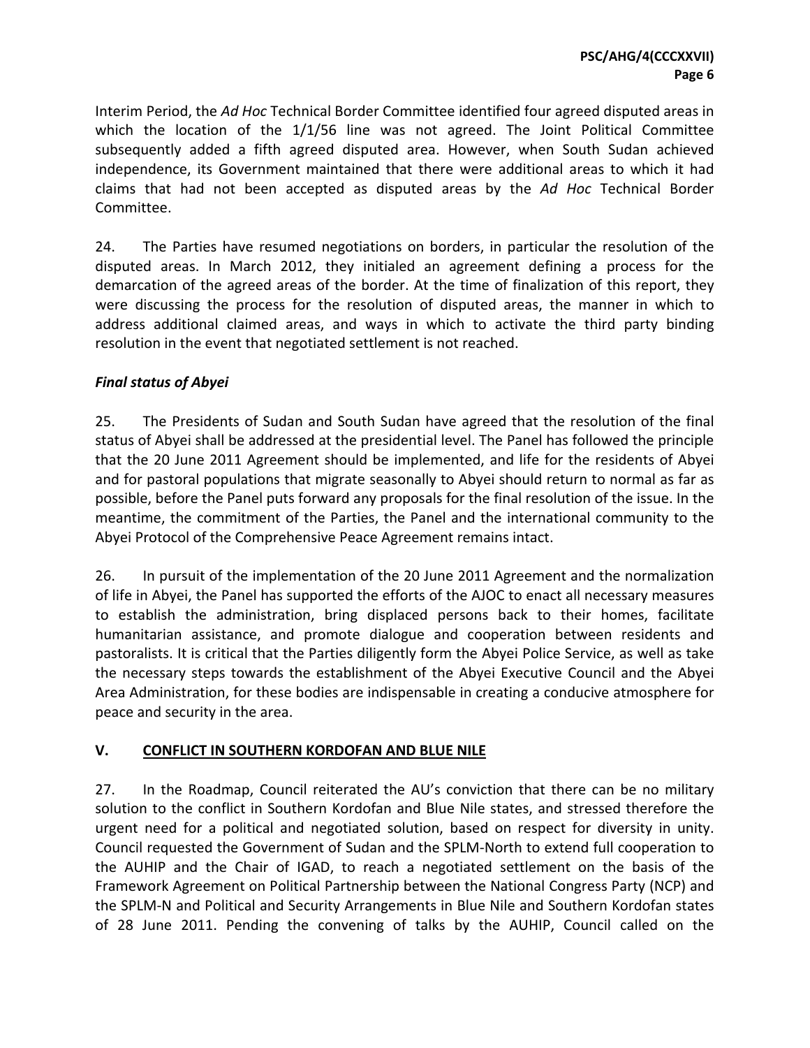Interim Period, the *Ad Hoc* Technical Border Committee identified four agreed disputed areas in which the location of the 1/1/56 line was not agreed. The Joint Political Committee subsequently added a fifth agreed disputed area. However, when South Sudan achieved independence, its Government maintained that there were additional areas to which it had claims that had not been accepted as disputed areas by the *Ad Hoc* Technical Border Committee.

24. The Parties have resumed negotiations on borders, in particular the resolution of the disputed areas. In March 2012, they initialed an agreement defining a process for the demarcation of the agreed areas of the border. At the time of finalization of this report, they were discussing the process for the resolution of disputed areas, the manner in which to address additional claimed areas, and ways in which to activate the third party binding resolution in the event that negotiated settlement is not reached.

***Final status of Abyei***

25. The Presidents of Sudan and South Sudan have agreed that the resolution of the final status of Abyei shall be addressed at the presidential level. The Panel has followed the principle that the 20 June 2011 Agreement should be implemented, and life for the residents of Abyei and for pastoral populations that migrate seasonally to Abyei should return to normal as far as possible, before the Panel puts forward any proposals for the final resolution of the issue. In the meantime, the commitment of the Parties, the Panel and the international community to the Abyei Protocol of the Comprehensive Peace Agreement remains intact.

26. In pursuit of the implementation of the 20 June 2011 Agreement and the normalization of life in Abyei, the Panel has supported the efforts of the AJOC to enact all necessary measures to establish the administration, bring displaced persons back to their homes, facilitate humanitarian assistance, and promote dialogue and cooperation between residents and pastoralists. It is critical that the Parties diligently form the Abyei Police Service, as well as take the necessary steps towards the establishment of the Abyei Executive Council and the Abyei Area Administration, for these bodies are indispensable in creating a conducive atmosphere for peace and security in the area.

## V. CONFLICT IN SOUTHERN KORDOFAN AND BLUE NILE

27. In the Roadmap, Council reiterated the AU's conviction that there can be no military solution to the conflict in Southern Kordofan and Blue Nile states, and stressed therefore the urgent need for a political and negotiated solution, based on respect for diversity in unity. Council requested the Government of Sudan and the SPLM-North to extend full cooperation to the AUHIP and the Chair of IGAD, to reach a negotiated settlement on the basis of the Framework Agreement on Political Partnership between the National Congress Party (NCP) and the SPLM-N and Political and Security Arrangements in Blue Nile and Southern Kordofan states of 28 June 2011. Pending the convening of talks by the AUHIP, Council called on the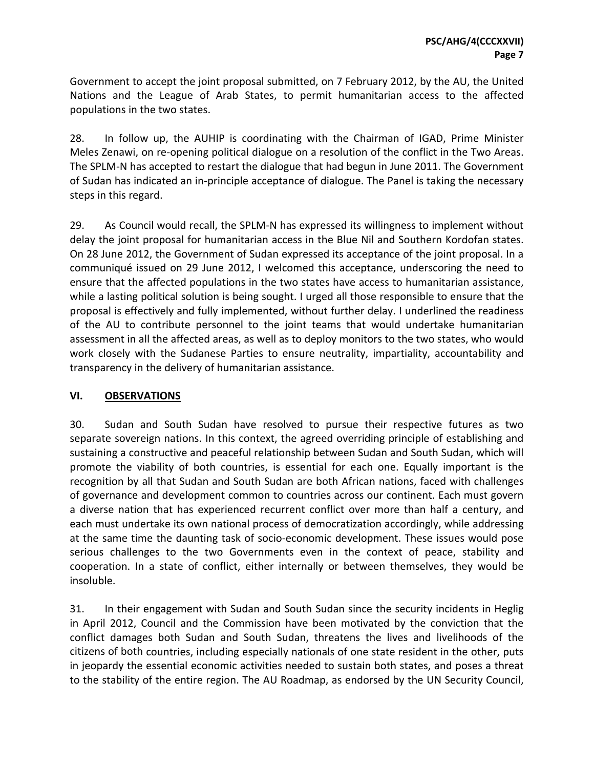Government to accept the joint proposal submitted, on 7 February 2012, by the AU, the United Nations and the League of Arab States, to permit humanitarian access to the affected populations in the two states.

28. In follow up, the AUHIP is coordinating with the Chairman of IGAD, Prime Minister Meles Zenawi, on re-opening political dialogue on a resolution of the conflict in the Two Areas. The SPLM-N has accepted to restart the dialogue that had begun in June 2011. The Government of Sudan has indicated an in-principle acceptance of dialogue. The Panel is taking the necessary steps in this regard.

29. As Council would recall, the SPLM-N has expressed its willingness to implement without delay the joint proposal for humanitarian access in the Blue Nil and Southern Kordofan states. On 28 June 2012, the Government of Sudan expressed its acceptance of the joint proposal. In a communiqué issued on 29 June 2012, I welcomed this acceptance, underscoring the need to ensure that the affected populations in the two states have access to humanitarian assistance, while a lasting political solution is being sought. I urged all those responsible to ensure that the proposal is effectively and fully implemented, without further delay. I underlined the readiness of the AU to contribute personnel to the joint teams that would undertake humanitarian assessment in all the affected areas, as well as to deploy monitors to the two states, who would work closely with the Sudanese Parties to ensure neutrality, impartiality, accountability and transparency in the delivery of humanitarian assistance.

## VI. OBSERVATIONS

30. Sudan and South Sudan have resolved to pursue their respective futures as two separate sovereign nations. In this context, the agreed overriding principle of establishing and sustaining a constructive and peaceful relationship between Sudan and South Sudan, which will promote the viability of both countries, is essential for each one. Equally important is the recognition by all that Sudan and South Sudan are both African nations, faced with challenges of governance and development common to countries across our continent. Each must govern a diverse nation that has experienced recurrent conflict over more than half a century, and each must undertake its own national process of democratization accordingly, while addressing at the same time the daunting task of socio-economic development. These issues would pose serious challenges to the two Governments even in the context of peace, stability and cooperation. In a state of conflict, either internally or between themselves, they would be insoluble.

31. In their engagement with Sudan and South Sudan since the security incidents in Heglig in April 2012, Council and the Commission have been motivated by the conviction that the conflict damages both Sudan and South Sudan, threatens the lives and livelihoods of the citizens of both countries, including especially nationals of one state resident in the other, puts in jeopardy the essential economic activities needed to sustain both states, and poses a threat to the stability of the entire region. The AU Roadmap, as endorsed by the UN Security Council,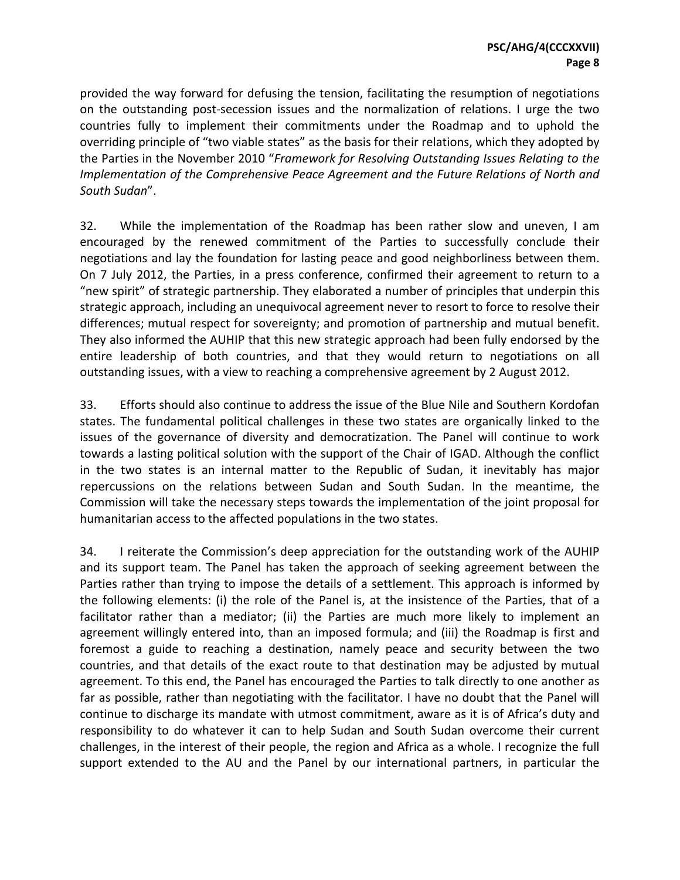provided the way forward for defusing the tension, facilitating the resumption of negotiations on the outstanding post-secession issues and the normalization of relations. I urge the two countries fully to implement their commitments under the Roadmap and to uphold the overriding principle of "two viable states" as the basis for their relations, which they adopted by the Parties in the November 2010 "*Framework for Resolving Outstanding Issues Relating to the Implementation of the Comprehensive Peace Agreement and the Future Relations of North and South Sudan*".

32. While the implementation of the Roadmap has been rather slow and uneven, I am encouraged by the renewed commitment of the Parties to successfully conclude their negotiations and lay the foundation for lasting peace and good neighborliness between them. On 7 July 2012, the Parties, in a press conference, confirmed their agreement to return to a "new spirit" of strategic partnership. They elaborated a number of principles that underpin this strategic approach, including an unequivocal agreement never to resort to force to resolve their differences; mutual respect for sovereignty; and promotion of partnership and mutual benefit. They also informed the AUHIP that this new strategic approach had been fully endorsed by the entire leadership of both countries, and that they would return to negotiations on all outstanding issues, with a view to reaching a comprehensive agreement by 2 August 2012.

33. Efforts should also continue to address the issue of the Blue Nile and Southern Kordofan states. The fundamental political challenges in these two states are organically linked to the issues of the governance of diversity and democratization. The Panel will continue to work towards a lasting political solution with the support of the Chair of IGAD. Although the conflict in the two states is an internal matter to the Republic of Sudan, it inevitably has major repercussions on the relations between Sudan and South Sudan. In the meantime, the Commission will take the necessary steps towards the implementation of the joint proposal for humanitarian access to the affected populations in the two states.

34. I reiterate the Commission's deep appreciation for the outstanding work of the AUHIP and its support team. The Panel has taken the approach of seeking agreement between the Parties rather than trying to impose the details of a settlement. This approach is informed by the following elements: (i) the role of the Panel is, at the insistence of the Parties, that of a facilitator rather than a mediator; (ii) the Parties are much more likely to implement an agreement willingly entered into, than an imposed formula; and (iii) the Roadmap is first and foremost a guide to reaching a destination, namely peace and security between the two countries, and that details of the exact route to that destination may be adjusted by mutual agreement. To this end, the Panel has encouraged the Parties to talk directly to one another as far as possible, rather than negotiating with the facilitator. I have no doubt that the Panel will continue to discharge its mandate with utmost commitment, aware as it is of Africa's duty and responsibility to do whatever it can to help Sudan and South Sudan overcome their current challenges, in the interest of their people, the region and Africa as a whole. I recognize the full support extended to the AU and the Panel by our international partners, in particular the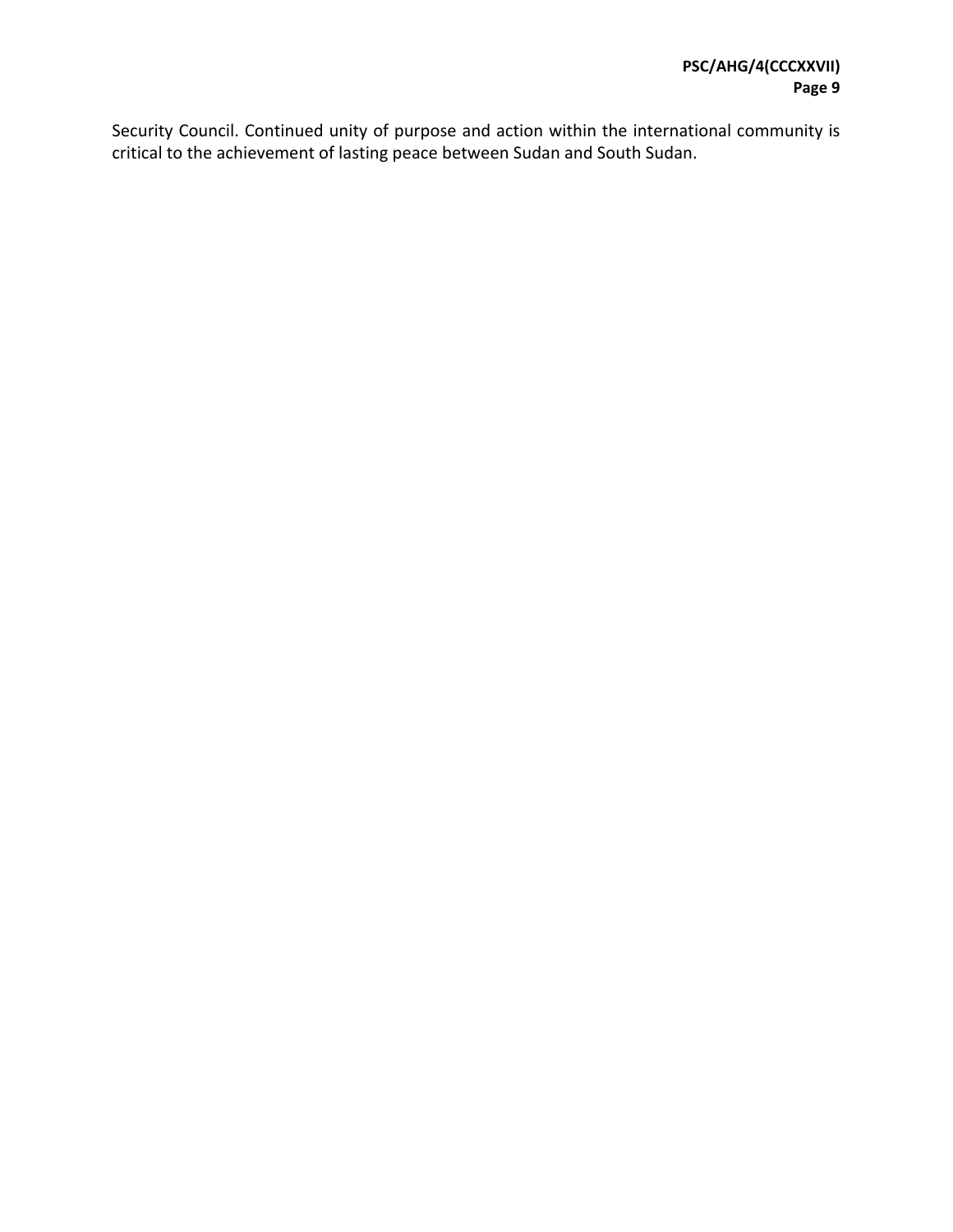Security Council. Continued unity of purpose and action within the international community is critical to the achievement of lasting peace between Sudan and South Sudan.